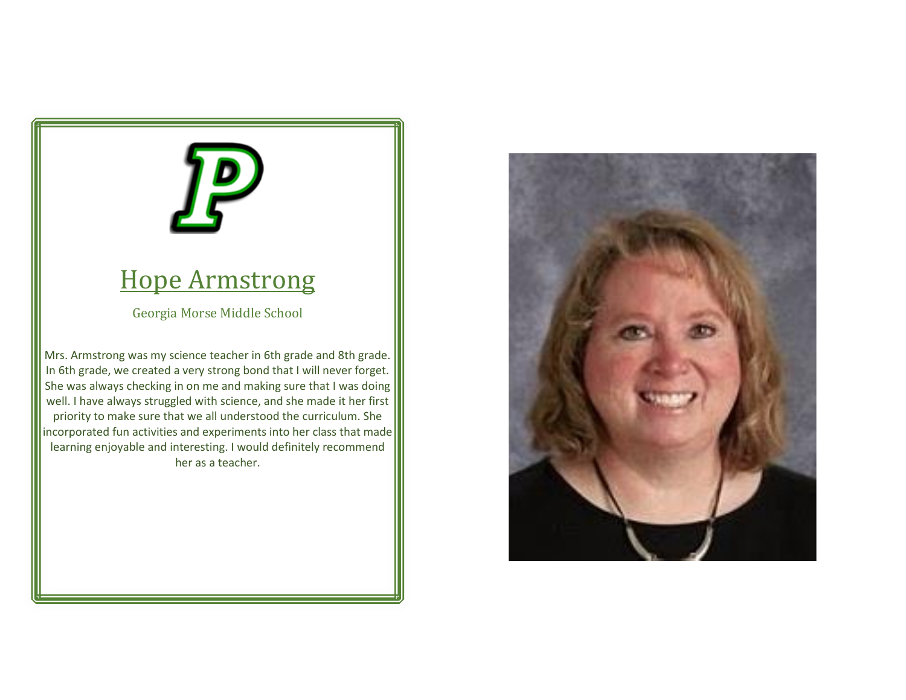# Hope Armstrong

Georgia Morse Middle School

Mrs. Armstrong was my science teacher in 6th grade and 8th grade. In 6th grade, we created a very strong bond that I will never forget. She was always checking in on me and making sure that I was doing well. I have always struggled with science, and she made it her first priority to make sure that we all understood the curriculum. She incorporated fun activities and experiments into her class that made learning enjoyable and interesting. I would definitely recommend her as a teacher.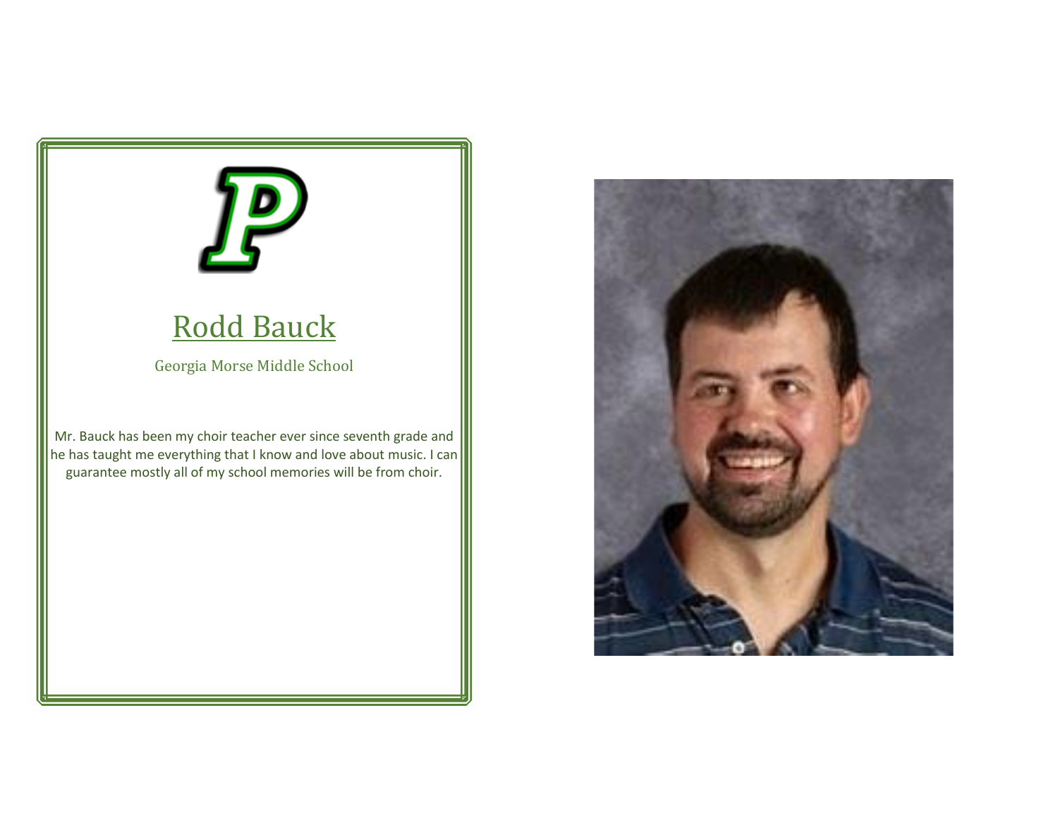# Rodd Bauck

Georgia Morse Middle School

Mr. Bauck has been my choir teacher ever since seventh grade and he has taught me everything that I know and love about music. I can guarantee mostly all of my school memories will be from choir.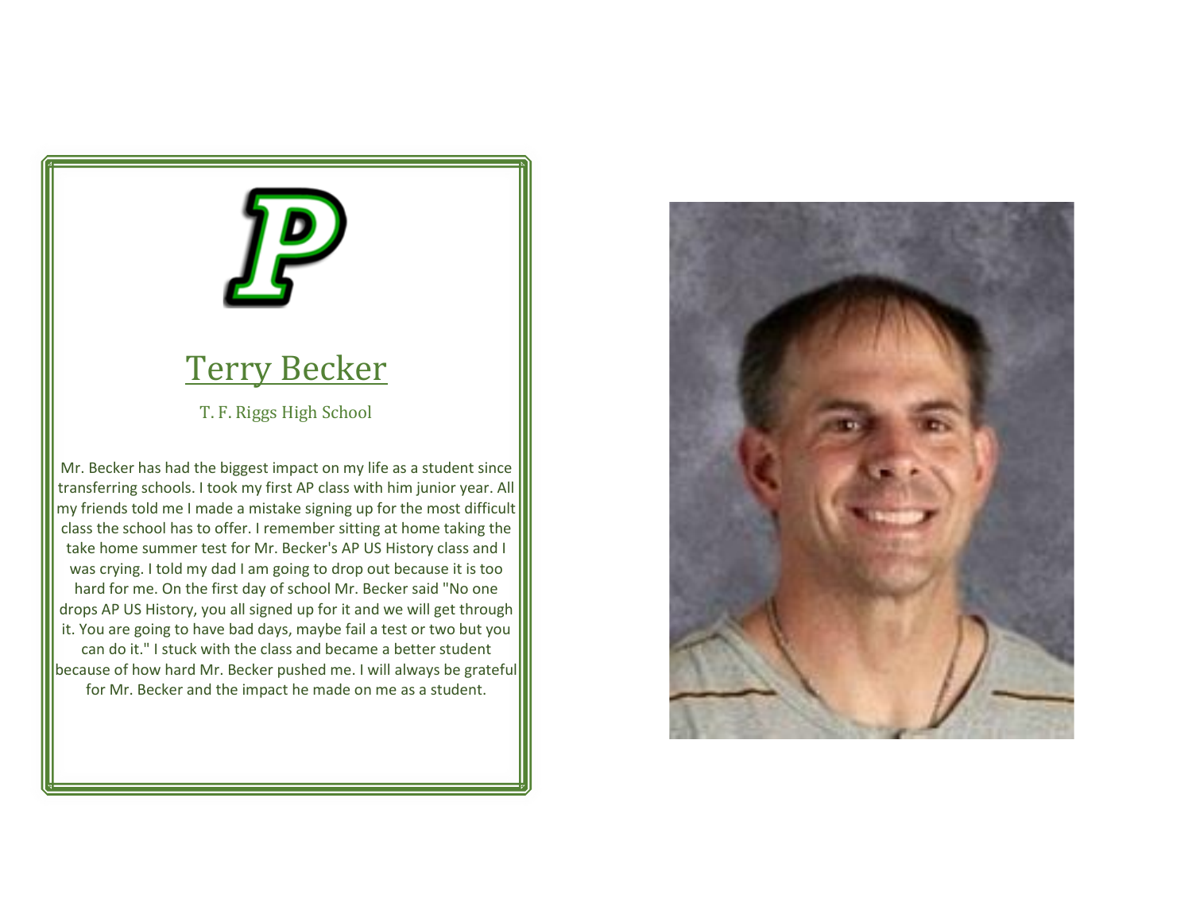# Terry Becker

T. F. Riggs High School

Mr. Becker has had the biggest impact on my life as a student since transferring schools. I took my first AP class with him junior year. All my friends told me I made a mistake signing up for the most difficult class the school has to offer. I remember sitting at home taking the take home summer test for Mr. Becker's AP US History class and I was crying. I told my dad I am going to drop out because it is too hard for me. On the first day of school Mr. Becker said "No one drops AP US History, you all signed up for it and we will get through it. You are going to have bad days, maybe fail a test or two but you can do it." I stuck with the class and became a better student because of how hard Mr. Becker pushed me. I will always be grateful for Mr. Becker and the impact he made on me as a student.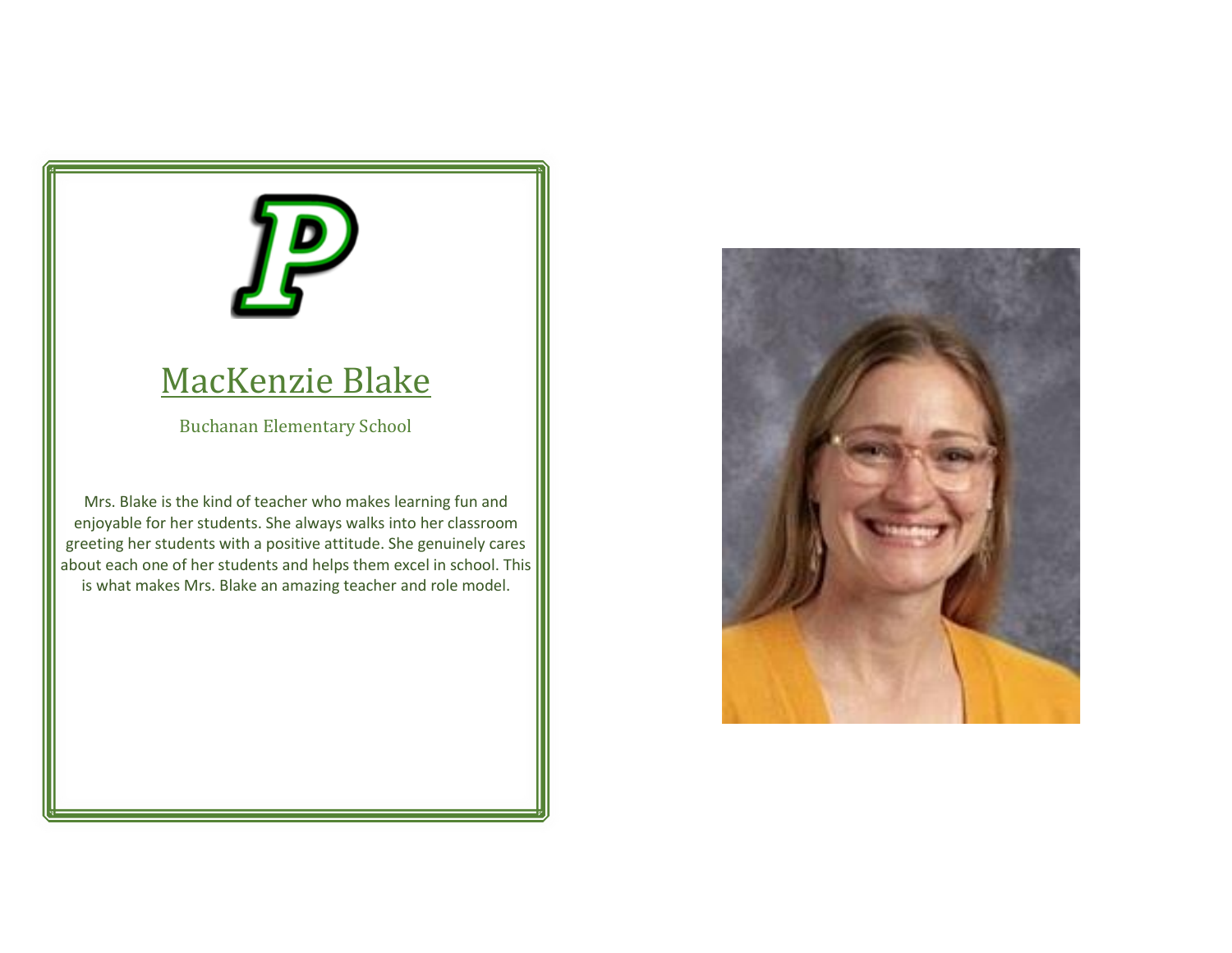## MacKenzie Blake

Buchanan Elementary School

Mrs. Blake is the kind of teacher who makes learning fun and enjoyable for her students. She always walks into her classroom greeting her students with a positive attitude. She genuinely cares about each one of her students and helps them excel in school. This is what makes Mrs. Blake an amazing teacher and role model.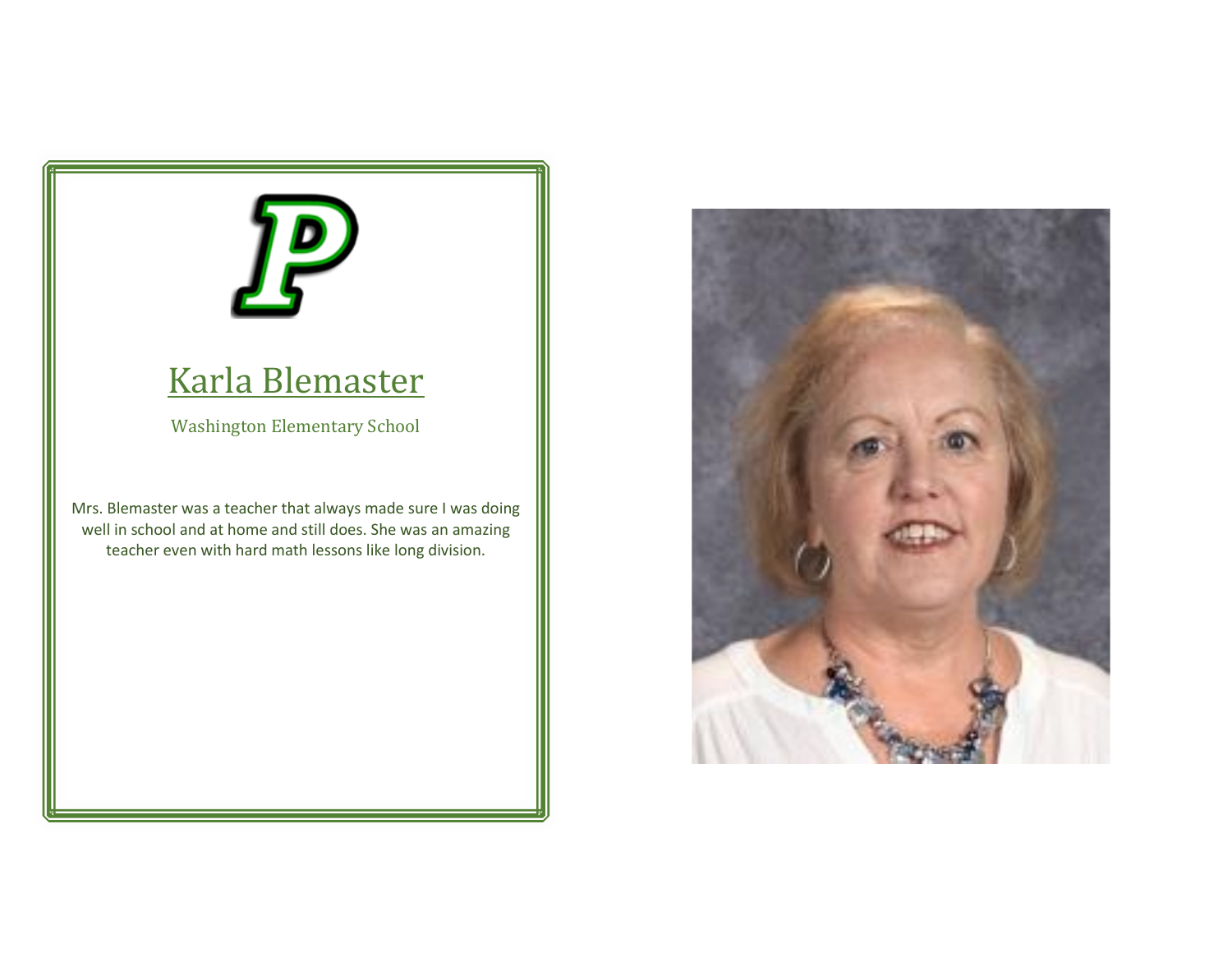# Karla Blemaster

Washington Elementary School

Mrs. Blemaster was a teacher that always made sure I was doing well in school and at home and still does. She was an amazing teacher even with hard math lessons like long division.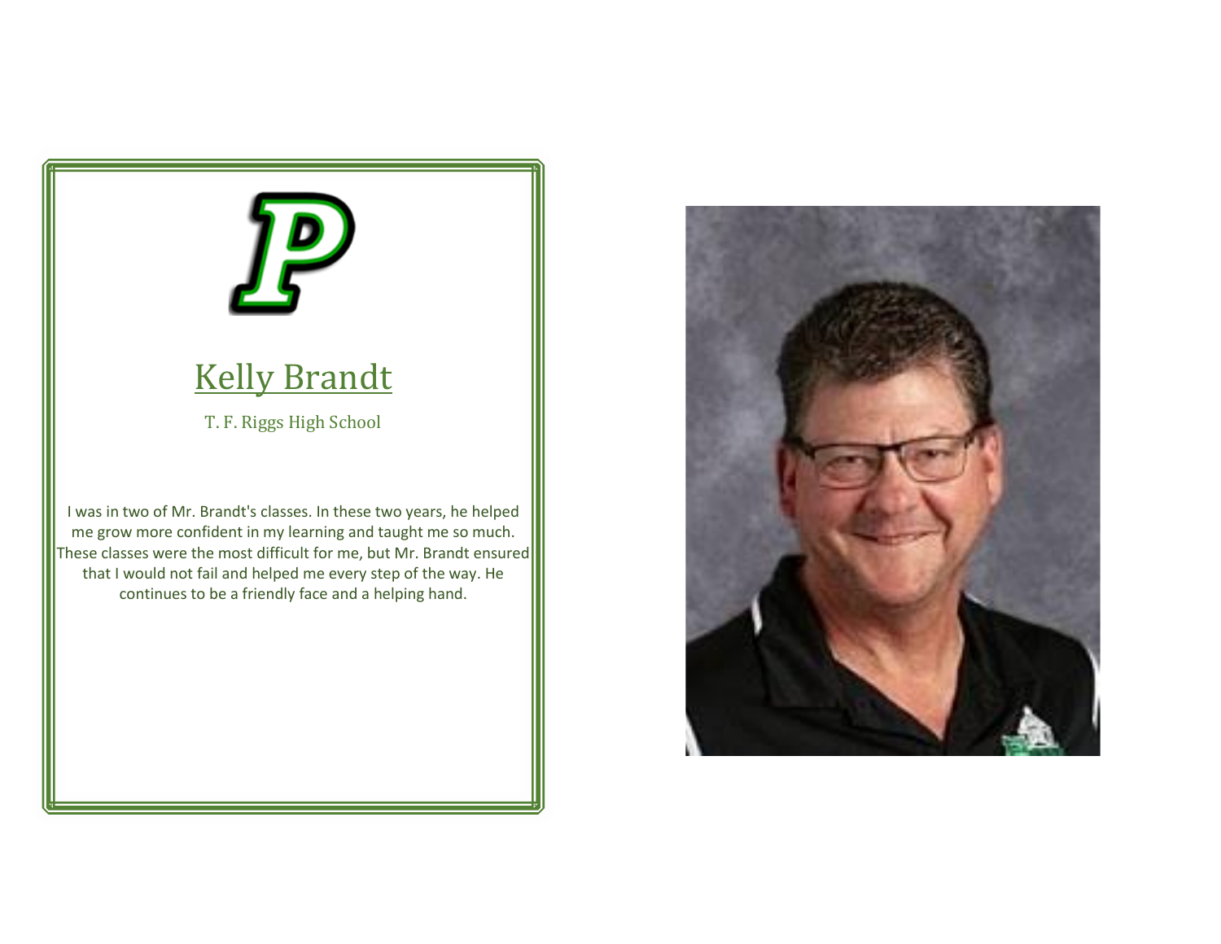## Kelly Brandt

T. F. Riggs High School

I was in two of Mr. Brandt's classes. In these two years, he helped me grow more confident in my learning and taught me so much. These classes were the most difficult for me, but Mr. Brandt ensured that I would not fail and helped me every step of the way. He continues to be a friendly face and a helping hand.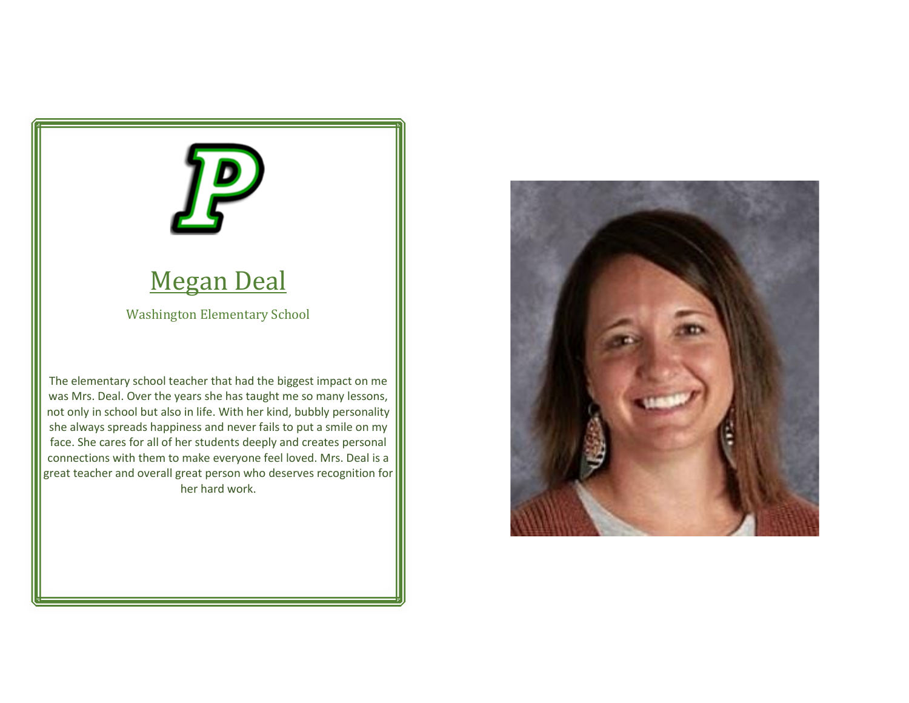## Megan Deal

Washington Elementary School

The elementary school teacher that had the biggest impact on me was Mrs. Deal. Over the years she has taught me so many lessons, not only in school but also in life. With her kind, bubbly personality she always spreads happiness and never fails to put a smile on my face. She cares for all of her students deeply and creates personal connections with them to make everyone feel loved. Mrs. Deal is a great teacher and overall great person who deserves recognition for her hard work.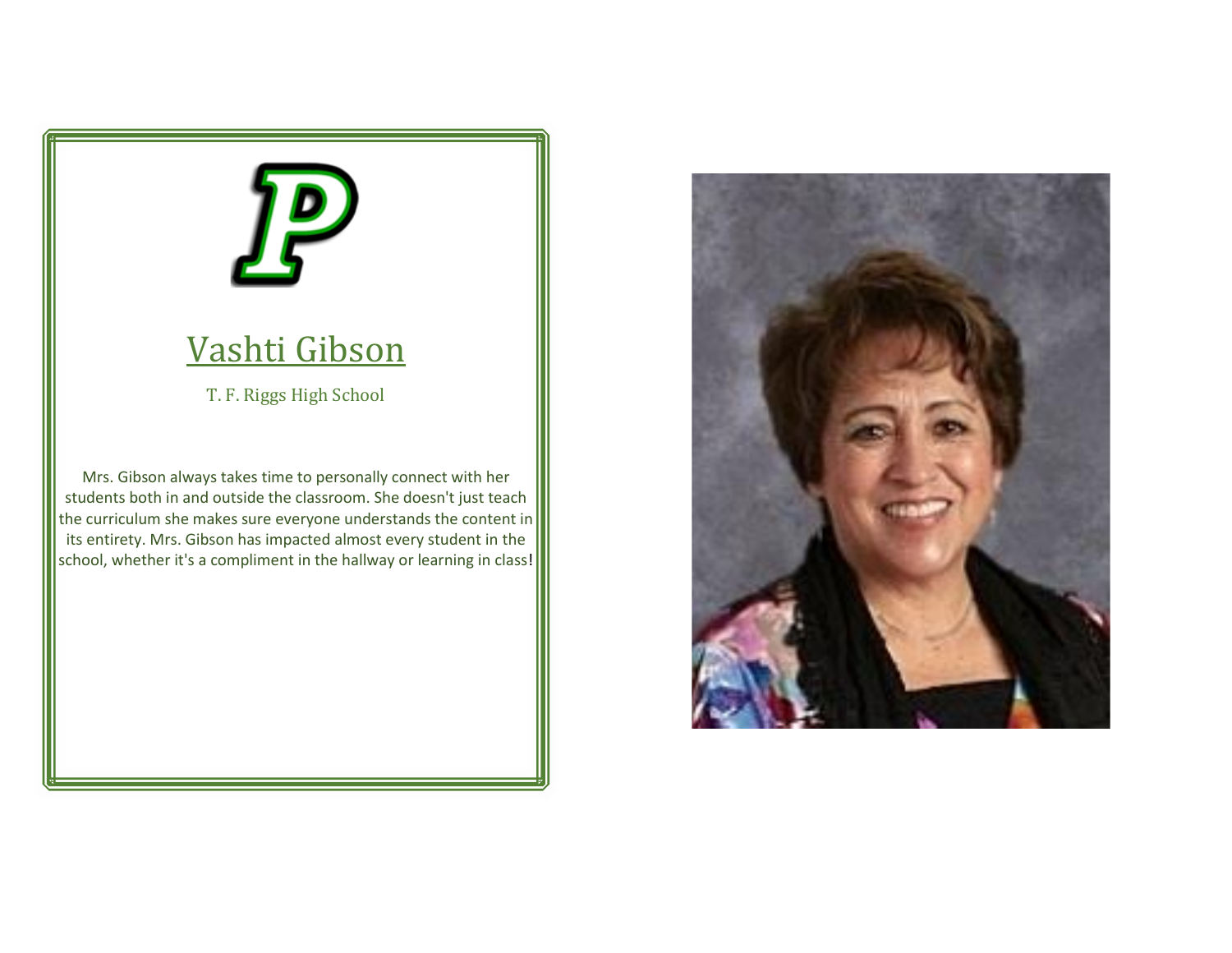## Vashti Gibson

T. F. Riggs High School

Mrs. Gibson always takes time to personally connect with her students both in and outside the classroom. She doesn't just teach the curriculum she makes sure everyone understands the content in its entirety. Mrs. Gibson has impacted almost every student in the school, whether it's a compliment in the hallway or learning in class!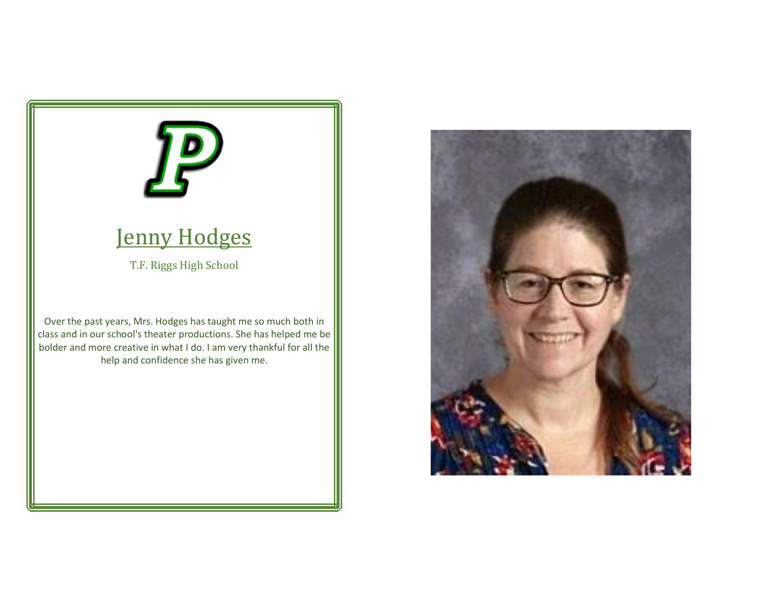## Jenny Hodges

T.F. Riggs High School

Over the past years, Mrs. Hodges has taught me so much both in class and in our school's theater productions. She has helped me be bolder and more creative in what I do. I am very thankful for all the help and confidence she has given me.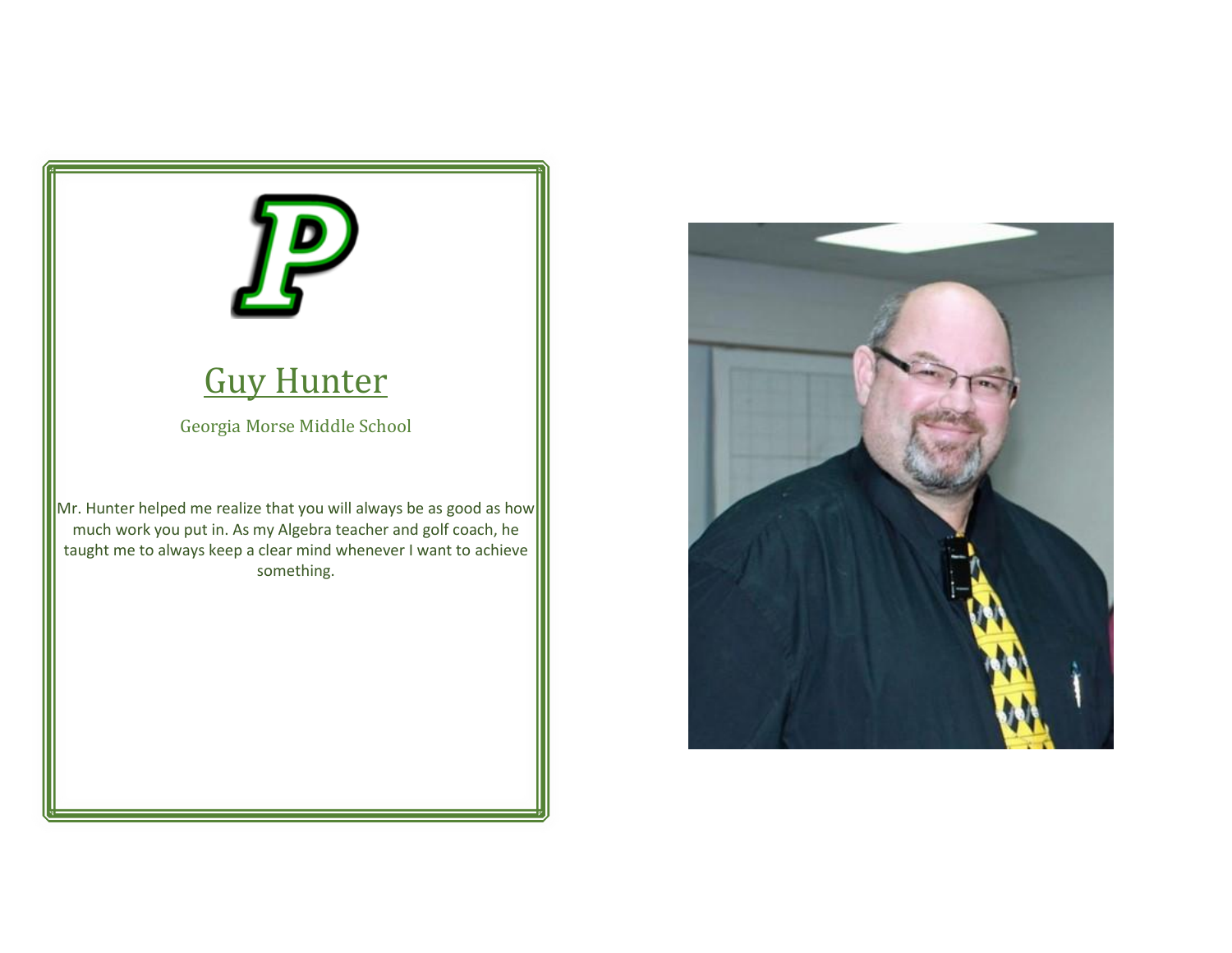# Guy Hunter

Georgia Morse Middle School

Mr. Hunter helped me realize that you will always be as good as how much work you put in. As my Algebra teacher and golf coach, he taught me to always keep a clear mind whenever I want to achieve something.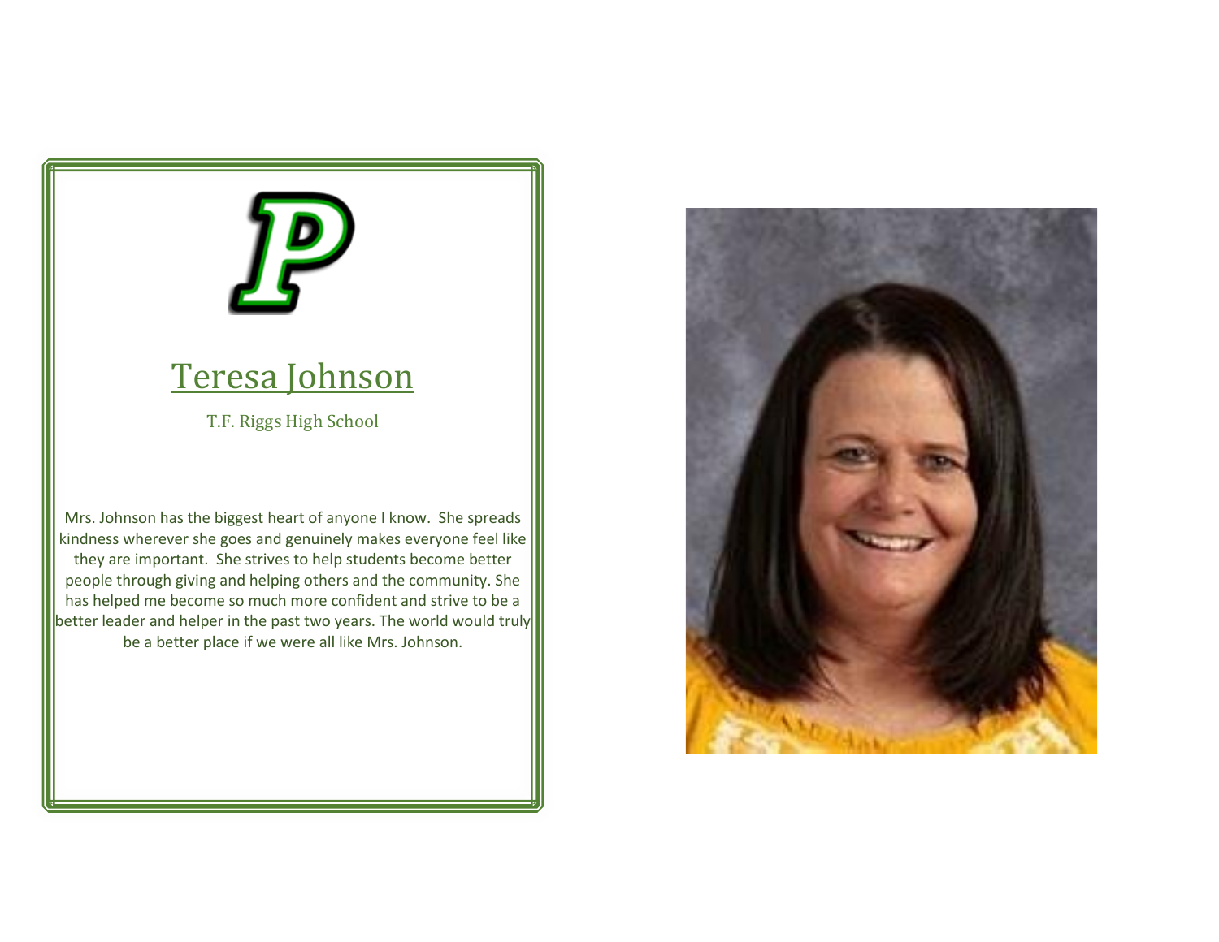# Teresa Johnson

T.F. Riggs High School

Mrs. Johnson has the biggest heart of anyone I know. She spreads kindness wherever she goes and genuinely makes everyone feel like they are important. She strives to help students become better people through giving and helping others and the community. She has helped me become so much more confident and strive to be a better leader and helper in the past two years. The world would truly be a better place if we were all like Mrs. Johnson.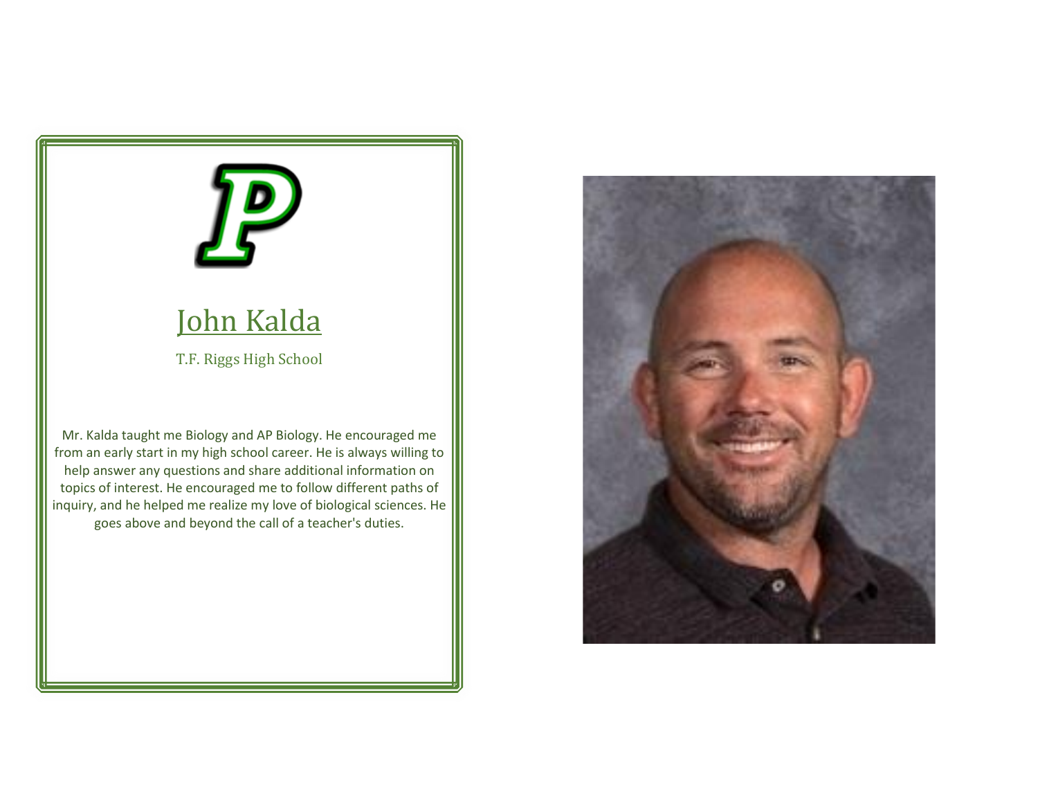## John Kalda

T.F. Riggs High School

Mr. Kalda taught me Biology and AP Biology. He encouraged me from an early start in my high school career. He is always willing to help answer any questions and share additional information on topics of interest. He encouraged me to follow different paths of inquiry, and he helped me realize my love of biological sciences. He goes above and beyond the call of a teacher's duties.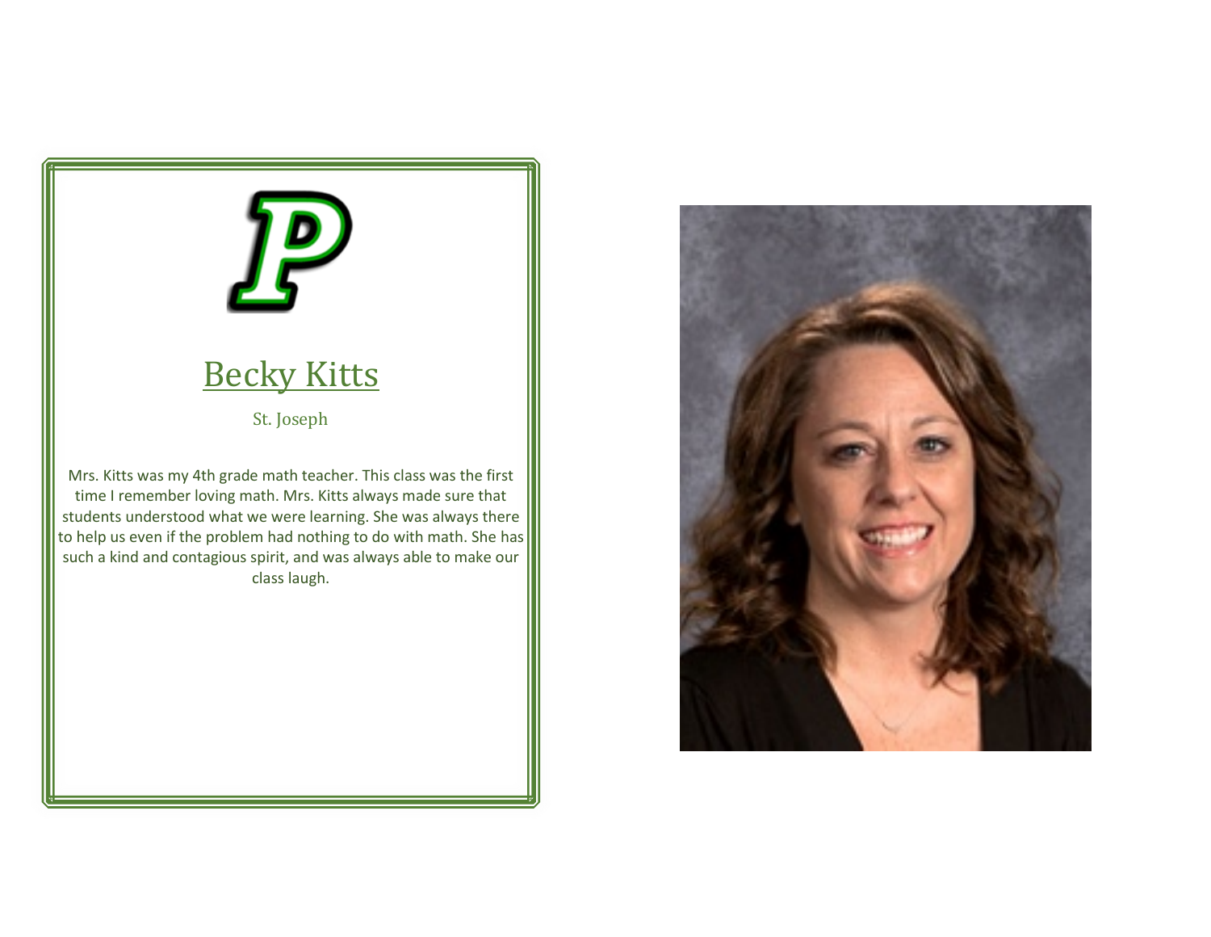## Becky Kitts

St. Joseph

Mrs. Kitts was my 4th grade math teacher. This class was the first time I remember loving math. Mrs. Kitts always made sure that students understood what we were learning. She was always there to help us even if the problem had nothing to do with math. She has such a kind and contagious spirit, and was always able to make our class laugh.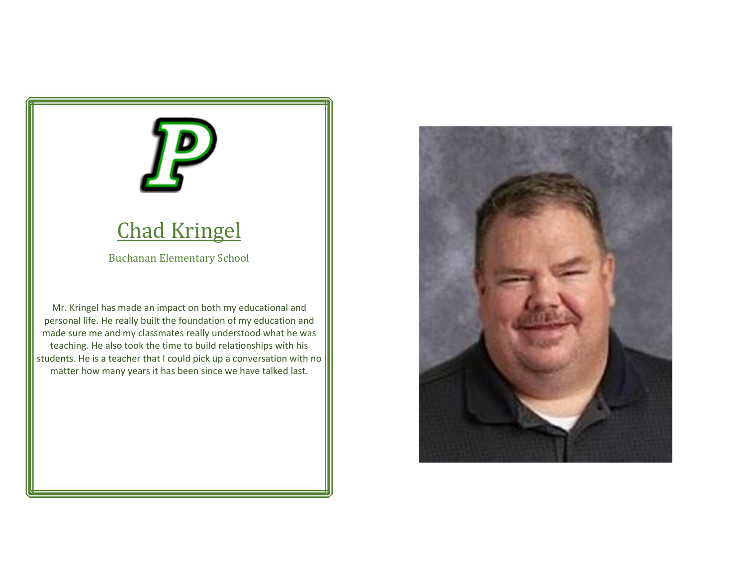# Chad Kringel

Buchanan Elementary School

Mr. Kringel has made an impact on both my educational and personal life. He really built the foundation of my education and made sure me and my classmates really understood what he was teaching. He also took the time to build relationships with his students. He is a teacher that I could pick up a conversation with no matter how many years it has been since we have talked last.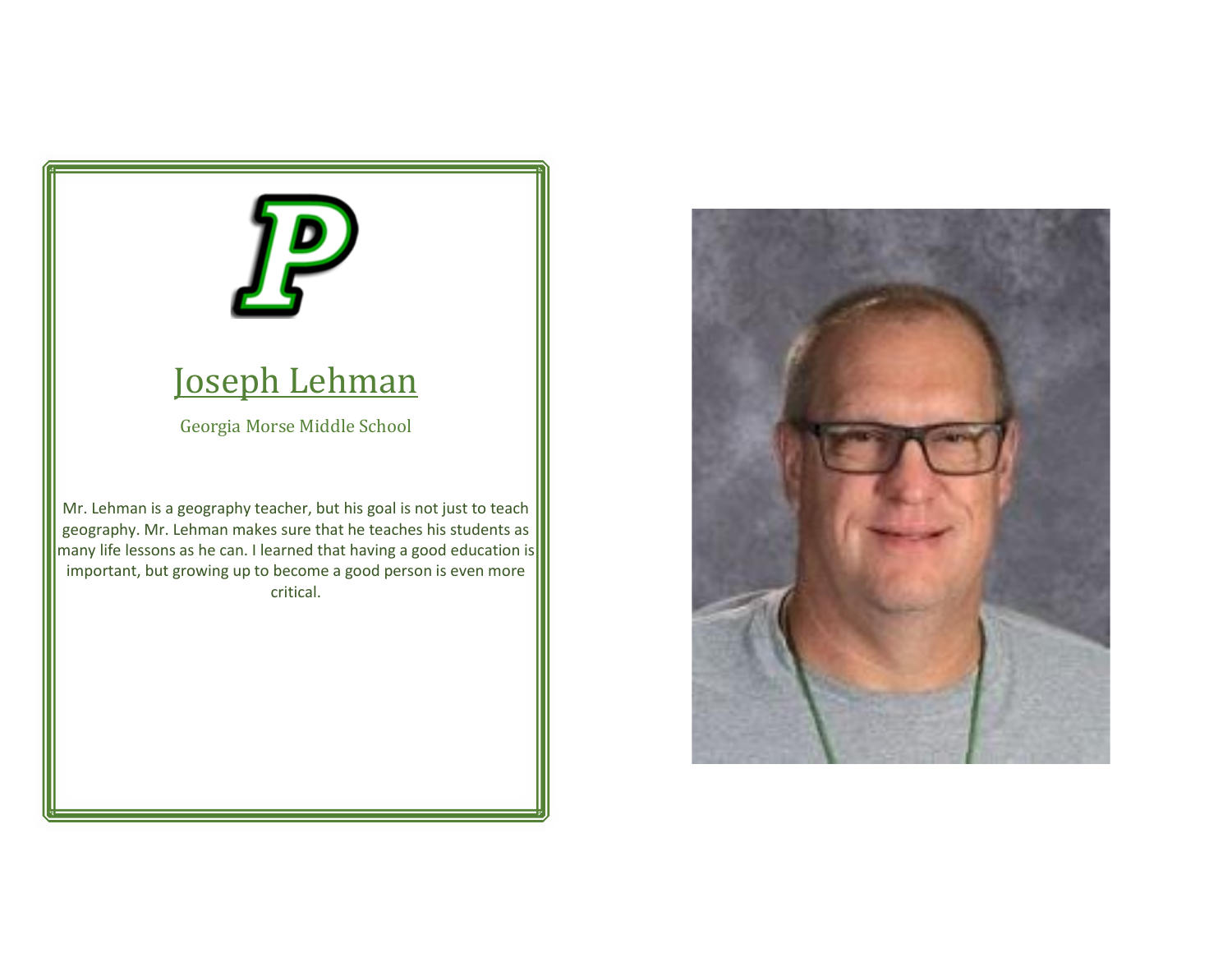# Joseph Lehman

Georgia Morse Middle School

Mr. Lehman is a geography teacher, but his goal is not just to teach geography. Mr. Lehman makes sure that he teaches his students as many life lessons as he can. I learned that having a good education is important, but growing up to become a good person is even more critical.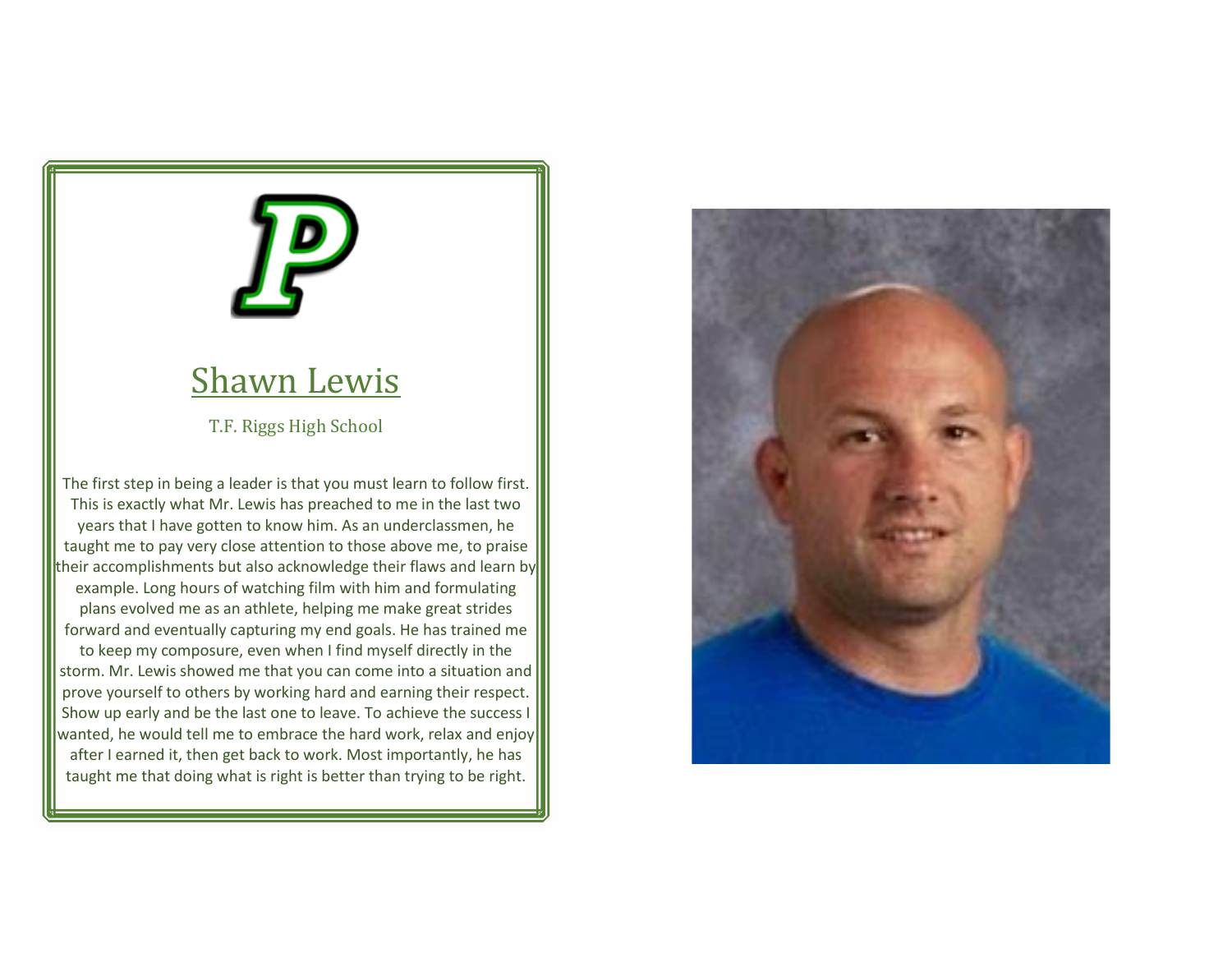## Shawn Lewis

T.F. Riggs High School

The first step in being a leader is that you must learn to follow first. This is exactly what Mr. Lewis has preached to me in the last two years that I have gotten to know him. As an underclassmen, he taught me to pay very close attention to those above me, to praise their accomplishments but also acknowledge their flaws and learn by example. Long hours of watching film with him and formulating plans evolved me as an athlete, helping me make great strides forward and eventually capturing my end goals. He has trained me to keep my composure, even when I find myself directly in the storm. Mr. Lewis showed me that you can come into a situation and prove yourself to others by working hard and earning their respect. Show up early and be the last one to leave. To achieve the success I wanted, he would tell me to embrace the hard work, relax and enjoy after I earned it, then get back to work. Most importantly, he has taught me that doing what is right is better than trying to be right.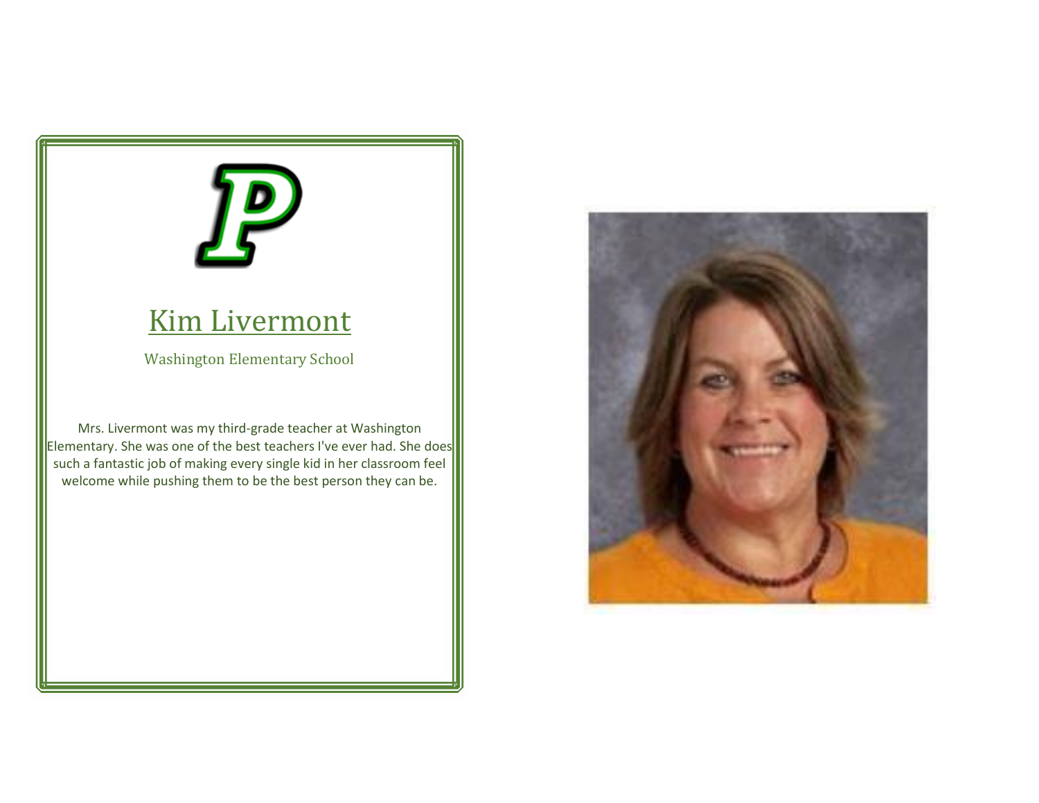# Kim Livermont

Washington Elementary School

Mrs. Livermont was my third-grade teacher at Washington Elementary. She was one of the best teachers I've ever had. She does such a fantastic job of making every single kid in her classroom feel welcome while pushing them to be the best person they can be.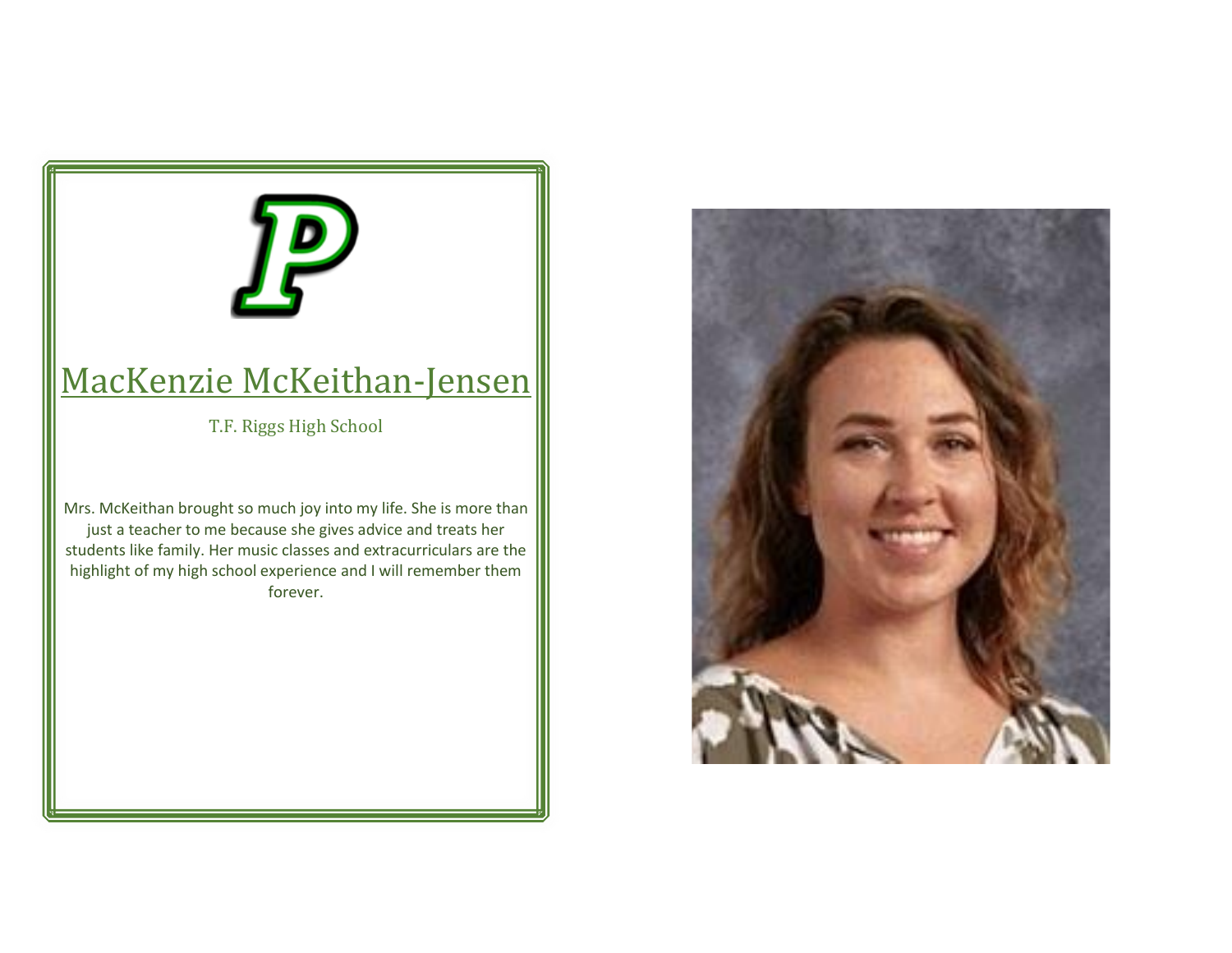# MacKenzie McKeithan-Jensen

T.F. Riggs High School

Mrs. McKeithan brought so much joy into my life. She is more than just a teacher to me because she gives advice and treats her students like family. Her music classes and extracurriculars are the highlight of my high school experience and I will remember them forever.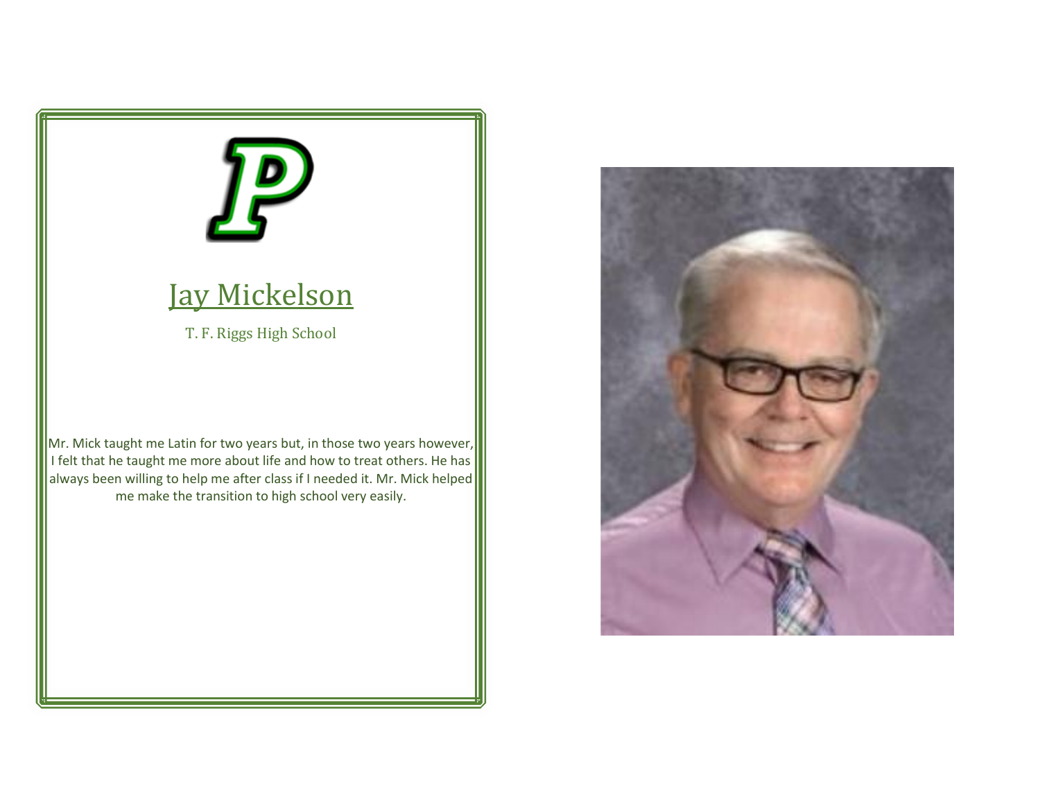## Jay Mickelson

T. F. Riggs High School

Mr. Mick taught me Latin for two years but, in those two years however, I felt that he taught me more about life and how to treat others. He has always been willing to help me after class if I needed it. Mr. Mick helped me make the transition to high school very easily.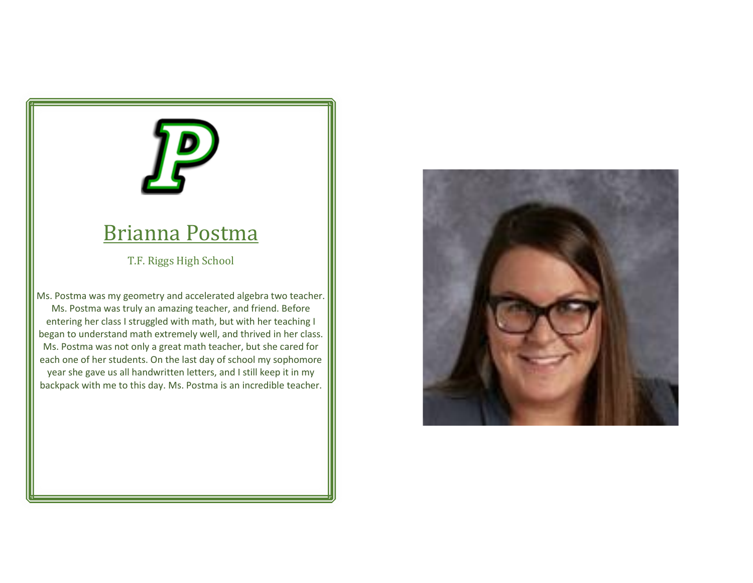## Brianna Postma

T.F. Riggs High School

Ms. Postma was my geometry and accelerated algebra two teacher. Ms. Postma was truly an amazing teacher, and friend. Before entering her class I struggled with math, but with her teaching I began to understand math extremely well, and thrived in her class. Ms. Postma was not only a great math teacher, but she cared for each one of her students. On the last day of school my sophomore year she gave us all handwritten letters, and I still keep it in my backpack with me to this day. Ms. Postma is an incredible teacher.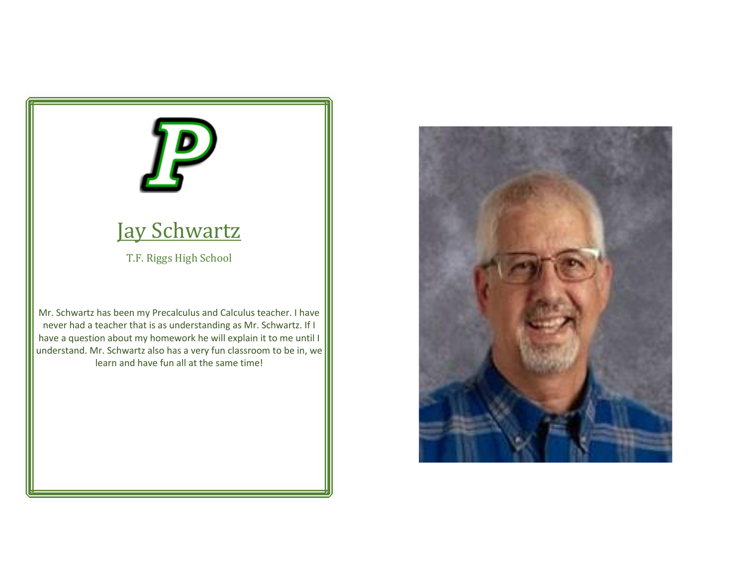# Jay Schwartz

T.F. Riggs High School

Mr. Schwartz has been my Precalculus and Calculus teacher. I have never had a teacher that is as understanding as Mr. Schwartz. If I have a question about my homework he will explain it to me until I understand. Mr. Schwartz also has a very fun classroom to be in, we learn and have fun all at the same time!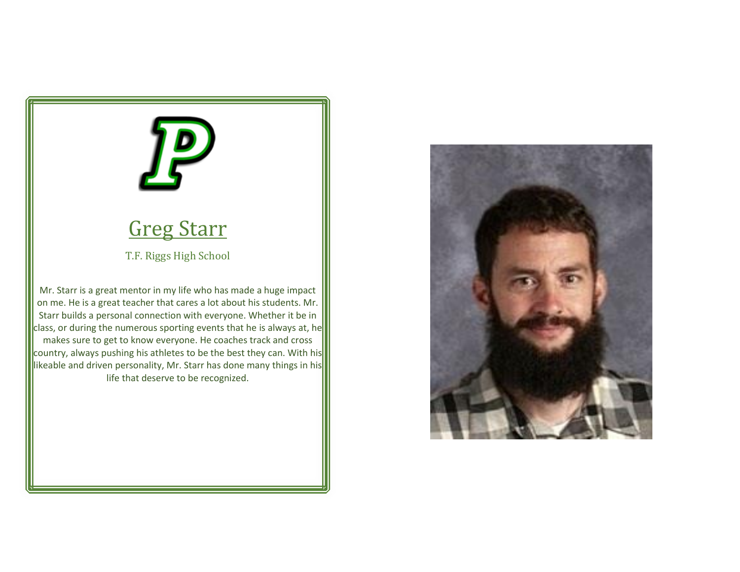# Greg Starr

T.F. Riggs High School

Mr. Starr is a great mentor in my life who has made a huge impact on me. He is a great teacher that cares a lot about his students. Mr. Starr builds a personal connection with everyone. Whether it be in class, or during the numerous sporting events that he is always at, he makes sure to get to know everyone. He coaches track and cross country, always pushing his athletes to be the best they can. With his likeable and driven personality, Mr. Starr has done many things in his life that deserve to be recognized.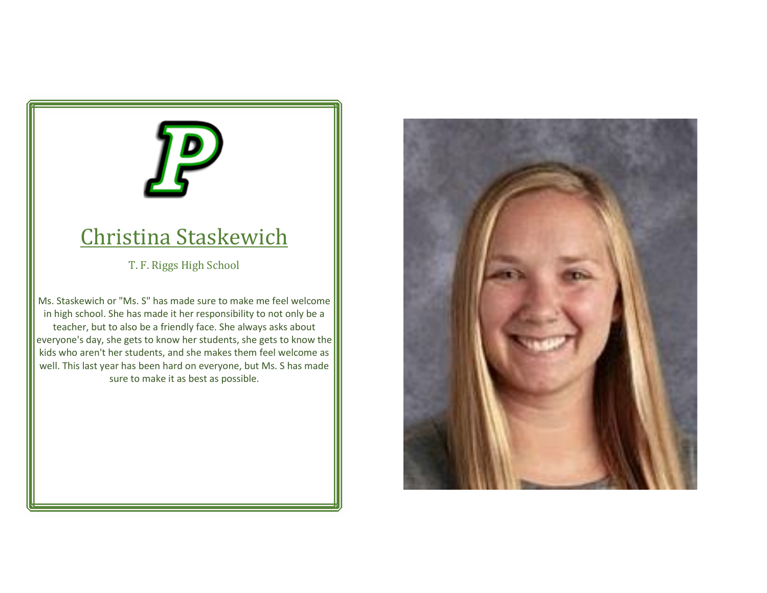## Christina Staskewich

T. F. Riggs High School

Ms. Staskewich or "Ms. S" has made sure to make me feel welcome in high school. She has made it her responsibility to not only be a teacher, but to also be a friendly face. She always asks about everyone's day, she gets to know her students, she gets to know the kids who aren't her students, and she makes them feel welcome as well. This last year has been hard on everyone, but Ms. S has made sure to make it as best as possible.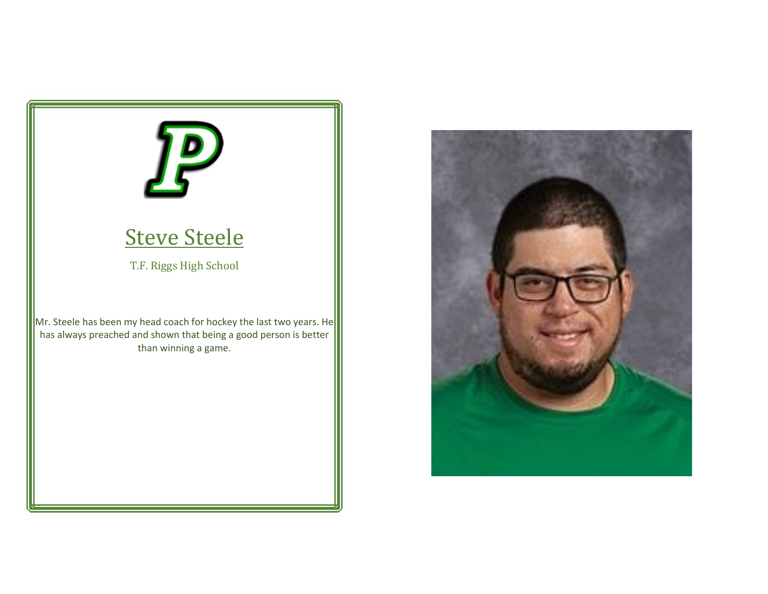## Steve Steele

T.F. Riggs High School

Mr. Steele has been my head coach for hockey the last two years. He has always preached and shown that being a good person is better than winning a game.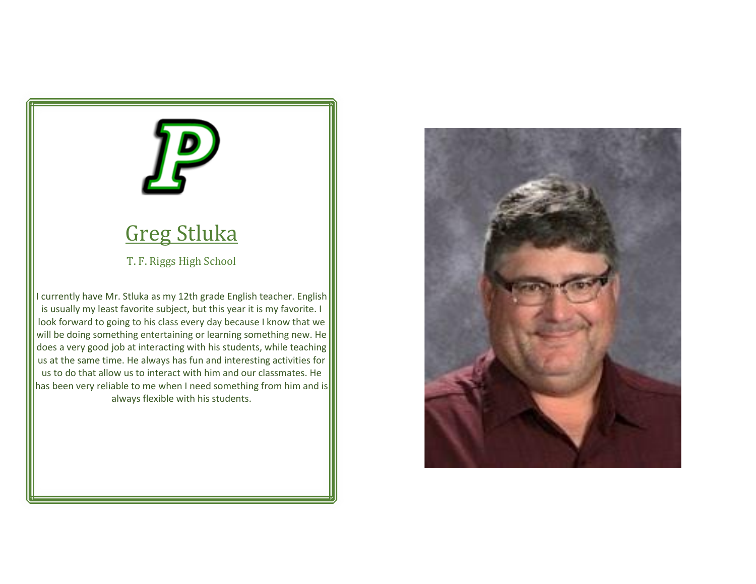## Greg Stluka

T. F. Riggs High School

I currently have Mr. Stluka as my 12th grade English teacher. English is usually my least favorite subject, but this year it is my favorite. I look forward to going to his class every day because I know that we will be doing something entertaining or learning something new. He does a very good job at interacting with his students, while teaching us at the same time. He always has fun and interesting activities for us to do that allow us to interact with him and our classmates. He has been very reliable to me when I need something from him and is always flexible with his students.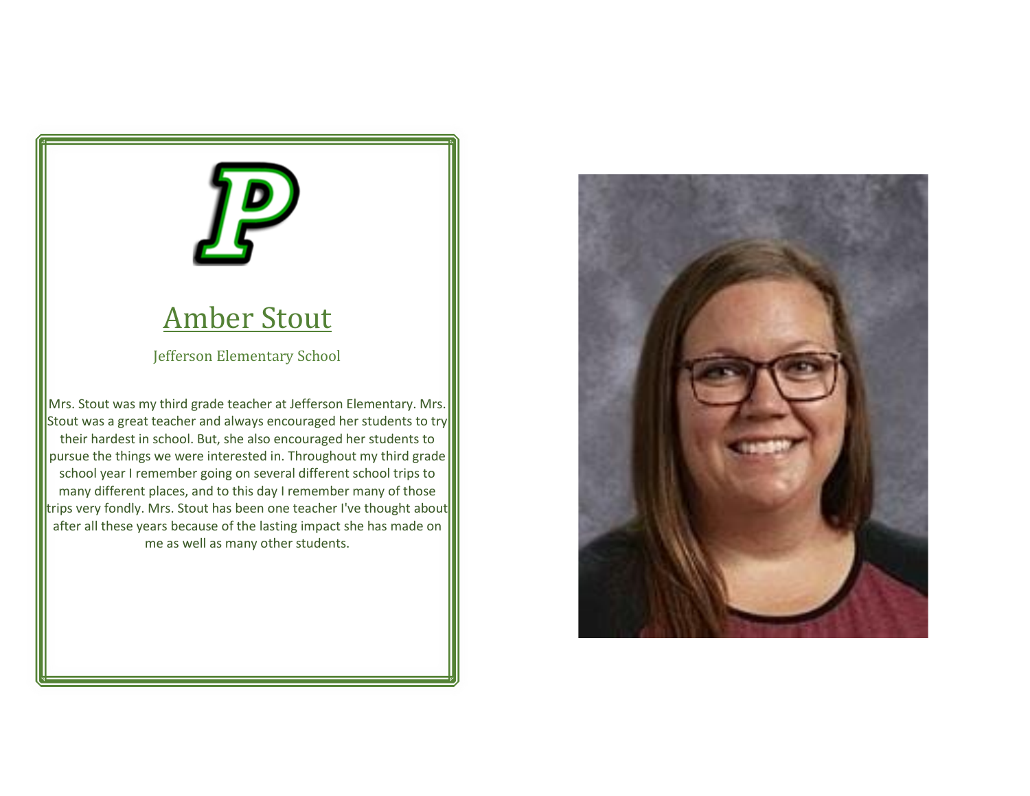# Amber Stout

Jefferson Elementary School

Mrs. Stout was my third grade teacher at Jefferson Elementary. Mrs. Stout was a great teacher and always encouraged her students to try their hardest in school. But, she also encouraged her students to pursue the things we were interested in. Throughout my third grade school year I remember going on several different school trips to many different places, and to this day I remember many of those trips very fondly. Mrs. Stout has been one teacher I've thought about after all these years because of the lasting impact she has made on me as well as many other students.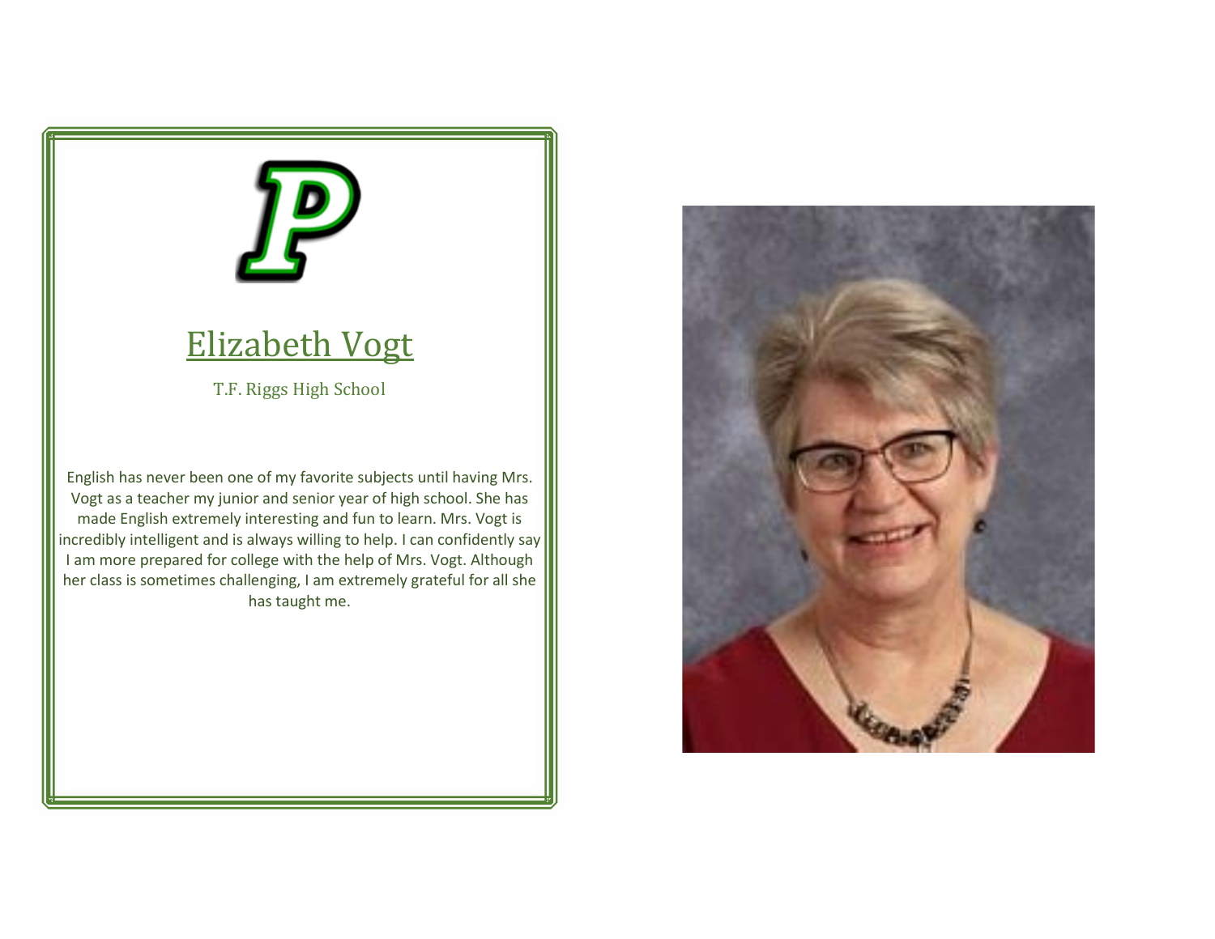## Elizabeth Vogt

T.F. Riggs High School

English has never been one of my favorite subjects until having Mrs. Vogt as a teacher my junior and senior year of high school. She has made English extremely interesting and fun to learn. Mrs. Vogt is incredibly intelligent and is always willing to help. I can confidently say I am more prepared for college with the help of Mrs. Vogt. Although her class is sometimes challenging, I am extremely grateful for all she has taught me.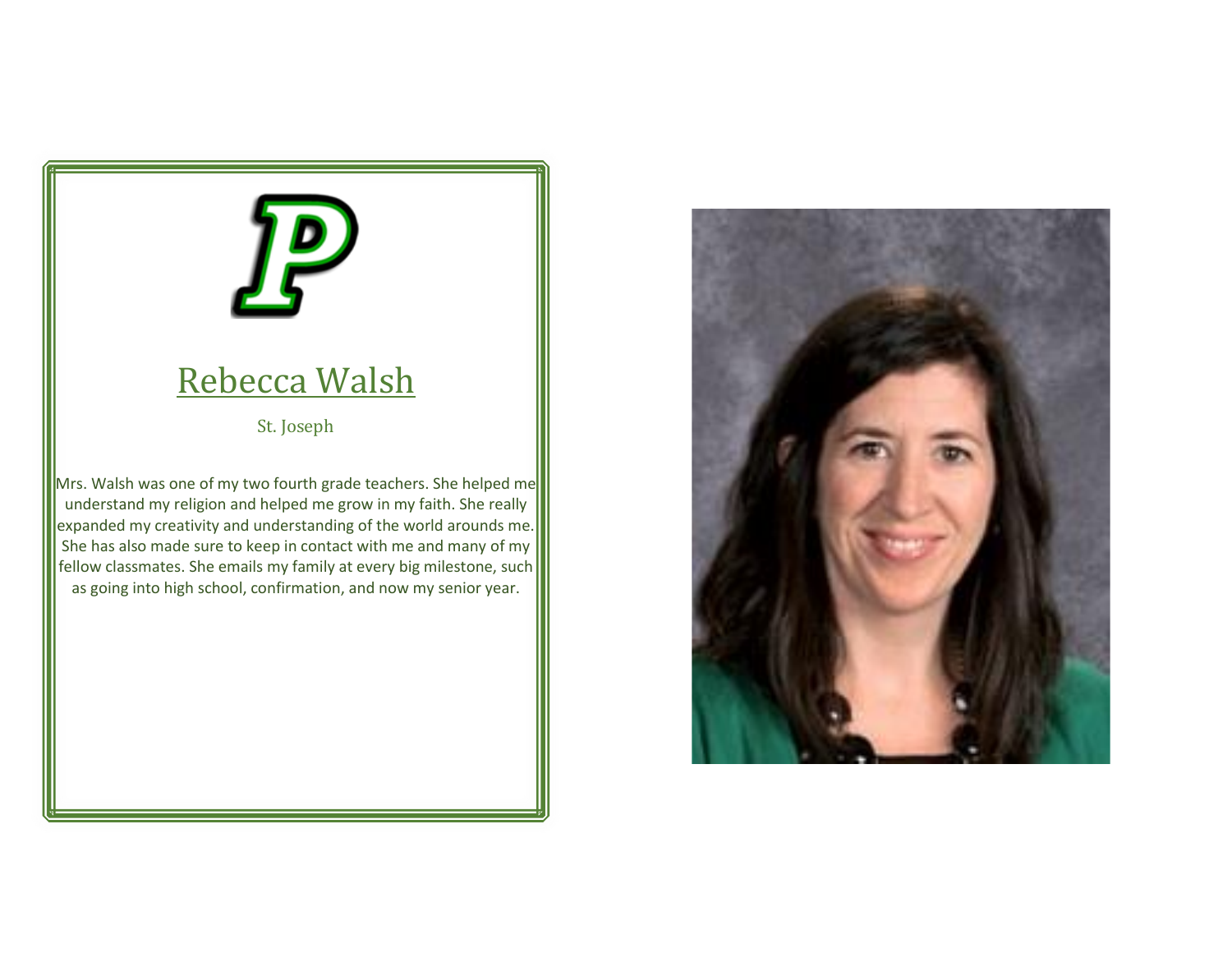# Rebecca Walsh

St. Joseph

Mrs. Walsh was one of my two fourth grade teachers. She helped me understand my religion and helped me grow in my faith. She really expanded my creativity and understanding of the world arounds me. She has also made sure to keep in contact with me and many of my fellow classmates. She emails my family at every big milestone, such as going into high school, confirmation, and now my senior year.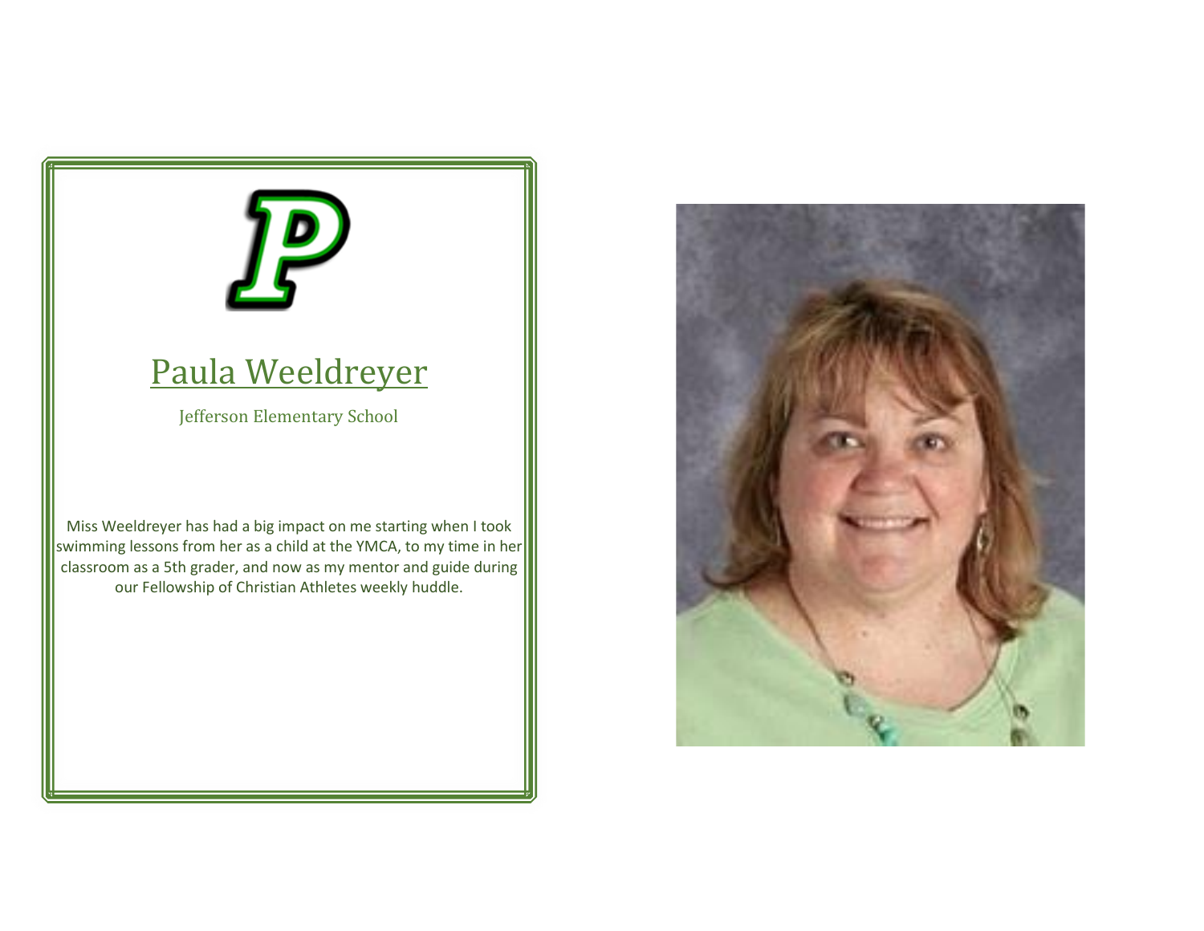## Paula Weeldreyer

Jefferson Elementary School

Miss Weeldreyer has had a big impact on me starting when I took swimming lessons from her as a child at the YMCA, to my time in her classroom as a 5th grader, and now as my mentor and guide during our Fellowship of Christian Athletes weekly huddle.